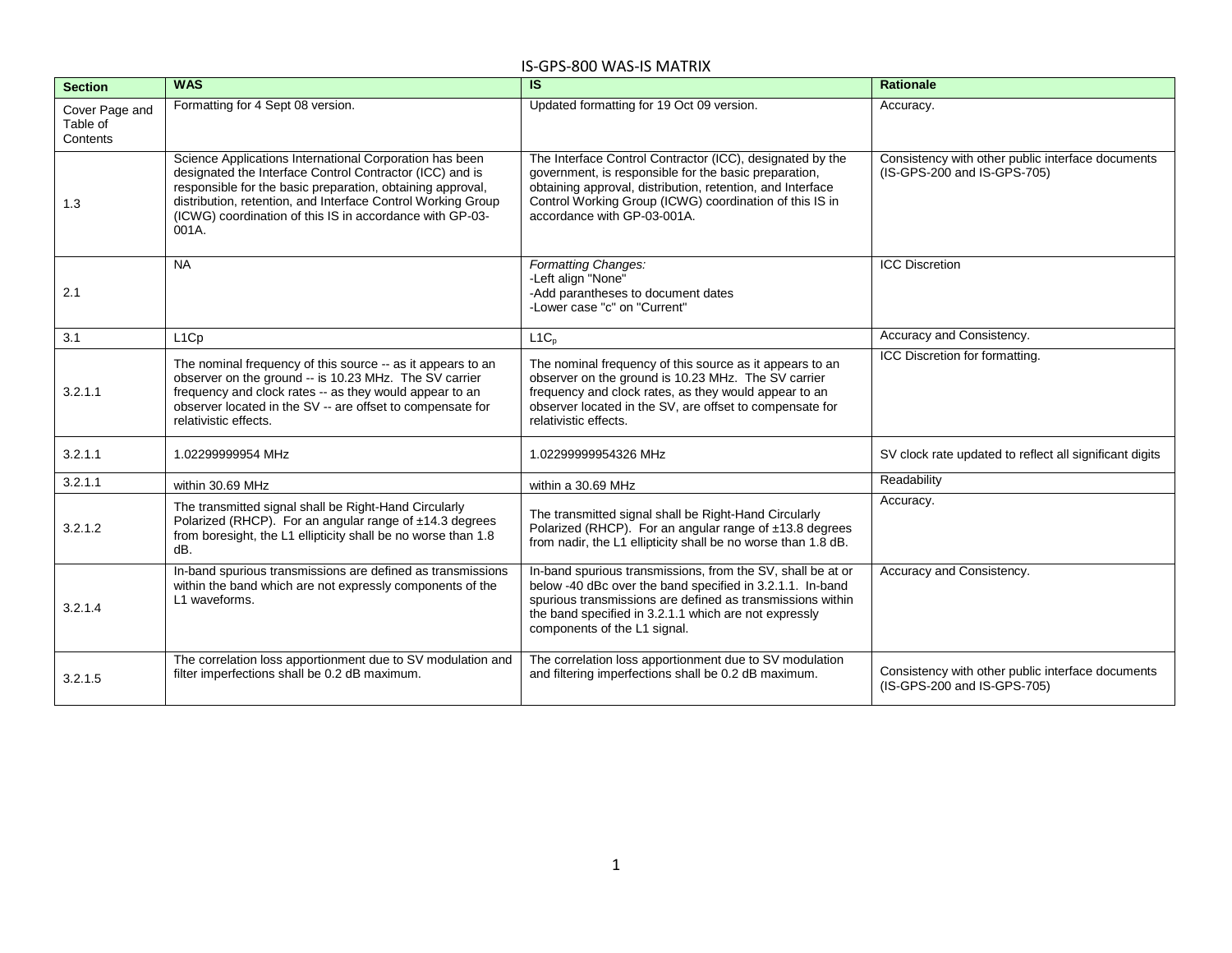# IS-GPS-800 WAS-IS MATRIX

| Section | WAS | IS | Rationale |
|---|---|---|---|
| Cover Page and Table of Contents | Formatting for 4 Sept 08 version. | Updated formatting for 19 Oct 09 version. | Accuracy. |
| 1.3 | Science Applications International Corporation has been designated the Interface Control Contractor (ICC) and is responsible for the basic preparation, obtaining approval, distribution, retention, and Interface Control Working Group (ICWG) coordination of this IS in accordance with GP-03-001A. | The Interface Control Contractor (ICC), designated by the government, is responsible for the basic preparation, obtaining approval, distribution, retention, and Interface Control Working Group (ICWG) coordination of this IS in accordance with GP-03-001A. | Consistency with other public interface documents (IS-GPS-200 and IS-GPS-705) |
| 2.1 | NA | *Formatting Changes:*<br>-Left align "None"<br>-Add parantheses to document dates<br>-Lower case "c" on "Current" | ICC Discretion |
| 3.1 | L1Cp | $L1C_p$ | Accuracy and Consistency. |
| 3.2.1.1 | The nominal frequency of this source -- as it appears to an observer on the ground -- is 10.23 MHz. The SV carrier frequency and clock rates -- as they would appear to an observer located in the SV -- are offset to compensate for relativistic effects. | The nominal frequency of this source as it appears to an observer on the ground is 10.23 MHz. The SV carrier frequency and clock rates, as they would appear to an observer located in the SV, are offset to compensate for relativistic effects. | ICC Discretion for formatting. |
| 3.2.1.1 | 1.02299999954 MHz | 1.02299999954326 MHz | SV clock rate updated to reflect all significant digits |
| 3.2.1.1 | within 30.69 MHz | within a 30.69 MHz | Readability |
| 3.2.1.2 | The transmitted signal shall be Right-Hand Circularly Polarized (RHCP). For an angular range of ±14.3 degrees from boresight, the L1 ellipticity shall be no worse than 1.8 dB. | The transmitted signal shall be Right-Hand Circularly Polarized (RHCP). For an angular range of ±13.8 degrees from nadir, the L1 ellipticity shall be no worse than 1.8 dB. | Accuracy. |
| 3.2.1.4 | In-band spurious transmissions are defined as transmissions within the band which are not expressly components of the L1 waveforms. | In-band spurious transmissions, from the SV, shall be at or below -40 dBc over the band specified in 3.2.1.1. In-band spurious transmissions are defined as transmissions within the band specified in 3.2.1.1 which are not expressly components of the L1 signal. | Accuracy and Consistency. |
| 3.2.1.5 | The correlation loss apportionment due to SV modulation and filter imperfections shall be 0.2 dB maximum. | The correlation loss apportionment due to SV modulation and filtering imperfections shall be 0.2 dB maximum. | Consistency with other public interface documents (IS-GPS-200 and IS-GPS-705) |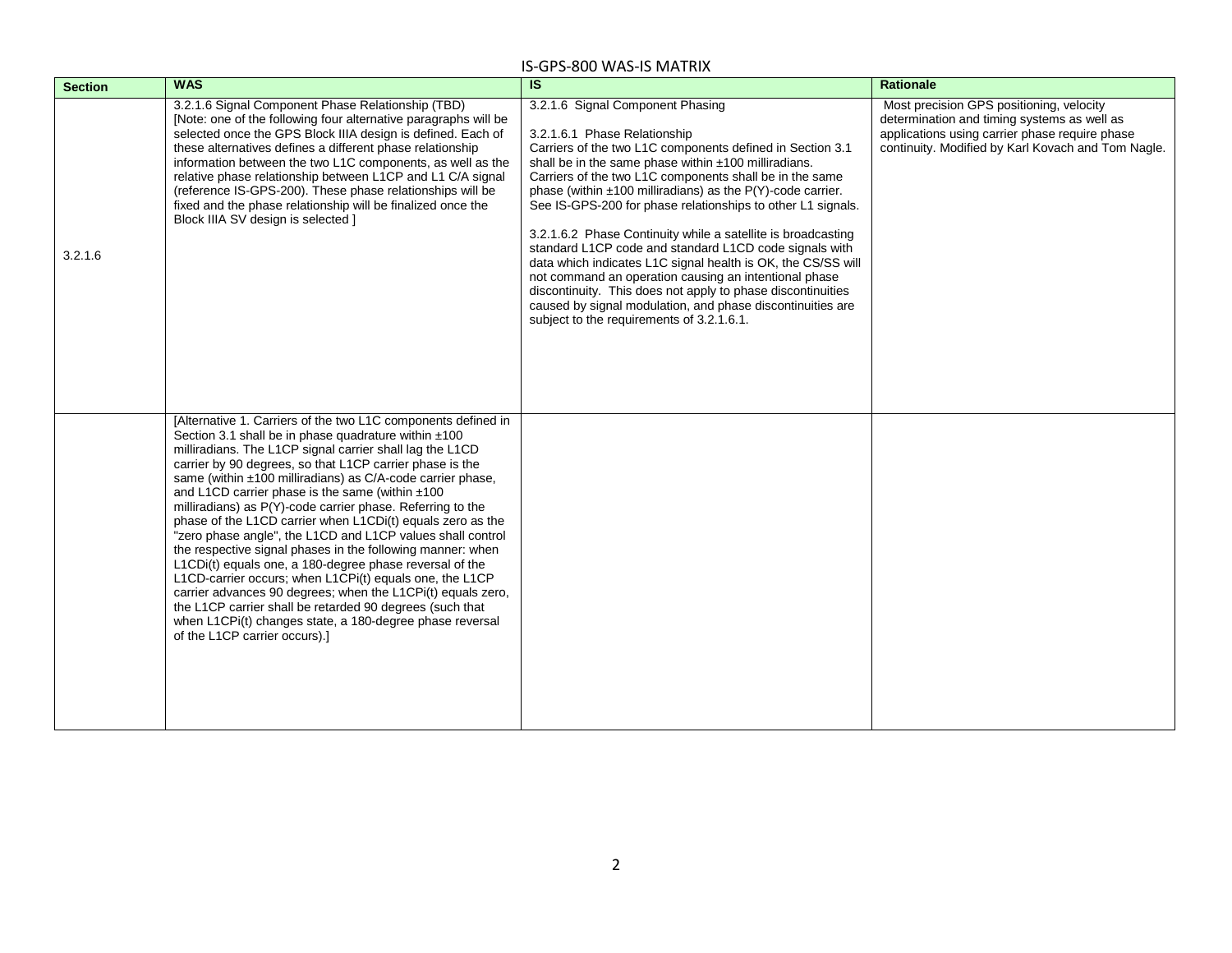IS-GPS-800 WAS-IS MATRIX

| Section | WAS | IS | Rationale |
|---|---|---|---|
| 3.2.1.6 | 3.2.1.6 Signal Component Phase Relationship (TBD) [Note: one of the following four alternative paragraphs will be selected once the GPS Block IIIA design is defined. Each of these alternatives defines a different phase relationship information between the two L1C components, as well as the relative phase relationship between L1CP and L1 C/A signal (reference IS-GPS-200). These phase relationships will be fixed and the phase relationship will be finalized once the Block IIIA SV design is selected ] | 3.2.1.6 Signal Component Phasing<br><br>3.2.1.6.1 Phase Relationship<br>Carriers of the two L1C components defined in Section 3.1 shall be in the same phase within ±100 milliradians. Carriers of the two L1C components shall be in the same phase (within ±100 milliradians) as the P(Y)-code carrier. See IS-GPS-200 for phase relationships to other L1 signals.<br><br>3.2.1.6.2 Phase Continuity while a satellite is broadcasting standard L1CP code and standard L1CD code signals with data which indicates L1C signal health is OK, the CS/SS will not command an operation causing an intentional phase discontinuity. This does not apply to phase discontinuities caused by signal modulation, and phase discontinuities are subject to the requirements of 3.2.1.6.1. | Most precision GPS positioning, velocity determination and timing systems as well as applications using carrier phase require phase continuity. Modified by Karl Kovach and Tom Nagle. |
| | [Alternative 1. Carriers of the two L1C components defined in Section 3.1 shall be in phase quadrature within ±100 milliradians. The L1CP signal carrier shall lag the L1CD carrier by 90 degrees, so that L1CP carrier phase is the same (within ±100 milliradians) as C/A-code carrier phase, and L1CD carrier phase is the same (within ±100 milliradians) as P(Y)-code carrier phase. Referring to the phase of the L1CD carrier when L1CDi(t) equals zero as the "zero phase angle", the L1CD and L1CP values shall control the respective signal phases in the following manner: when L1CDi(t) equals one, a 180-degree phase reversal of the L1CD-carrier occurs; when L1CPi(t) equals one, the L1CP carrier advances 90 degrees; when the L1CPi(t) equals zero, the L1CP carrier shall be retarded 90 degrees (such that when L1CPi(t) changes state, a 180-degree phase reversal of the L1CP carrier occurs).] | | |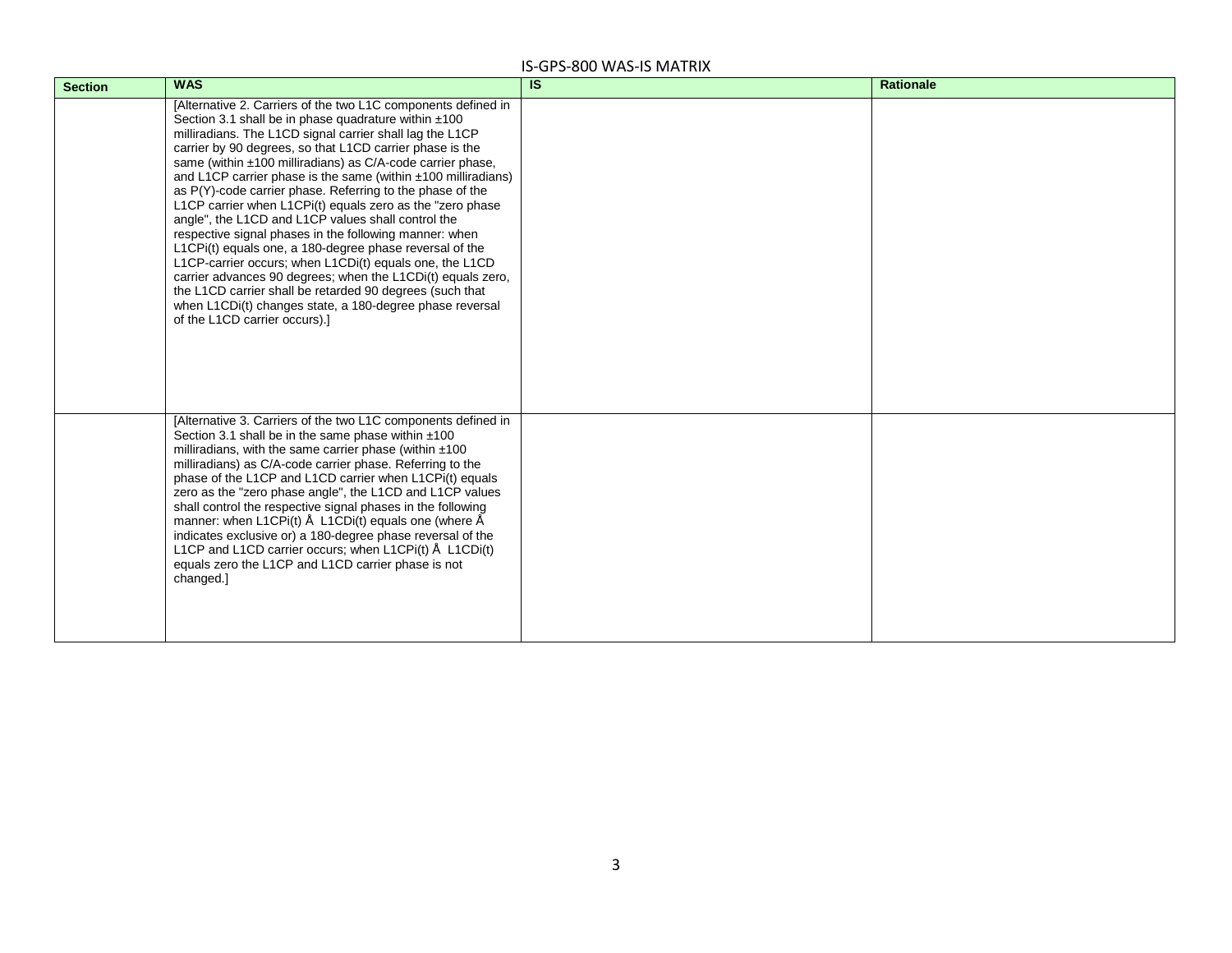| Section | WAS | IS | Rationale |
|---|---|---|---|
| | [Alternative 2. Carriers of the two L1C components defined in Section 3.1 shall be in phase quadrature within ±100 milliradians. The L1CD signal carrier shall lag the L1CP carrier by 90 degrees, so that L1CD carrier phase is the same (within ±100 milliradians) as C/A-code carrier phase, and L1CP carrier phase is the same (within ±100 milliradians) as P(Y)-code carrier phase. Referring to the phase of the L1CP carrier when L1CPi(t) equals zero as the "zero phase angle", the L1CD and L1CP values shall control the respective signal phases in the following manner: when L1CPi(t) equals one, a 180-degree phase reversal of the L1CP-carrier occurs; when L1CDi(t) equals one, the L1CD carrier advances 90 degrees; when the L1CDi(t) equals zero, the L1CD carrier shall be retarded 90 degrees (such that when L1CDi(t) changes state, a 180-degree phase reversal of the L1CD carrier occurs).] | | |
| | [Alternative 3. Carriers of the two L1C components defined in Section 3.1 shall be in the same phase within ±100 milliradians, with the same carrier phase (within ±100 milliradians) as C/A-code carrier phase. Referring to the phase of the L1CP and L1CD carrier when L1CPi(t) equals zero as the "zero phase angle", the L1CD and L1CP values shall control the respective signal phases in the following manner: when L1CPi(t) Å L1CDi(t) equals one (where Å indicates exclusive or) a 180-degree phase reversal of the L1CP and L1CD carrier occurs; when L1CPi(t) Å L1CDi(t) equals zero the L1CP and L1CD carrier phase is not changed.] | | |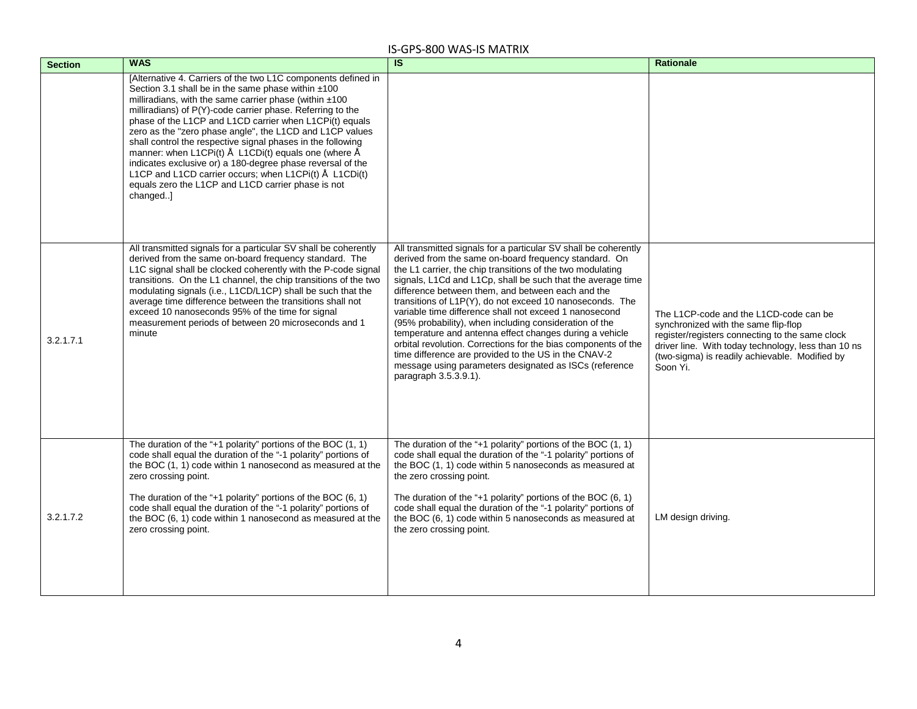| Section | WAS | IS | Rationale |
|---|---|---|---|
| | [Alternative 4. Carriers of the two L1C components defined in Section 3.1 shall be in the same phase within ±100 milliradians, with the same carrier phase (within ±100 milliradians) of P(Y)-code carrier phase. Referring to the phase of the L1CP and L1CD carrier when L1CPi(t) equals zero as the "zero phase angle", the L1CD and L1CP values shall control the respective signal phases in the following manner: when L1CPi(t) Å L1CDi(t) equals one (where Å indicates exclusive or) a 180-degree phase reversal of the L1CP and L1CD carrier occurs; when L1CPi(t) Å L1CDi(t) equals zero the L1CP and L1CD carrier phase is not changed..] | | |
| 3.2.1.7.1 | All transmitted signals for a particular SV shall be coherently derived from the same on-board frequency standard. The L1C signal shall be clocked coherently with the P-code signal transitions. On the L1 channel, the chip transitions of the two modulating signals (i.e., L1CD/L1CP) shall be such that the average time difference between the transitions shall not exceed 10 nanoseconds 95% of the time for signal measurement periods of between 20 microseconds and 1 minute | All transmitted signals for a particular SV shall be coherently derived from the same on-board frequency standard. On the L1 carrier, the chip transitions of the two modulating signals, L1Cd and L1Cp, shall be such that the average time difference between them, and between each and the transitions of L1P(Y), do not exceed 10 nanoseconds. The variable time difference shall not exceed 1 nanosecond (95% probability), when including consideration of the temperature and antenna effect changes during a vehicle orbital revolution. Corrections for the bias components of the time difference are provided to the US in the CNAV-2 message using parameters designated as ISCs (reference paragraph 3.5.3.9.1). | The L1CP-code and the L1CD-code can be synchronized with the same flip-flop register/registers connecting to the same clock driver line. With today technology, less than 10 ns (two-sigma) is readily achievable. Modified by Soon Yi. |
| 3.2.1.7.2 | The duration of the "+1 polarity" portions of the BOC (1, 1) code shall equal the duration of the "-1 polarity" portions of the BOC (1, 1) code within 1 nanosecond as measured at the zero crossing point.<br><br>The duration of the "+1 polarity" portions of the BOC (6, 1) code shall equal the duration of the "-1 polarity" portions of the BOC (6, 1) code within 1 nanosecond as measured at the zero crossing point. | The duration of the "+1 polarity" portions of the BOC (1, 1) code shall equal the duration of the "-1 polarity" portions of the BOC (1, 1) code within 5 nanoseconds as measured at the zero crossing point.<br><br>The duration of the "+1 polarity" portions of the BOC (6, 1) code shall equal the duration of the "-1 polarity" portions of the BOC (6, 1) code within 5 nanoseconds as measured at the zero crossing point. | LM design driving. |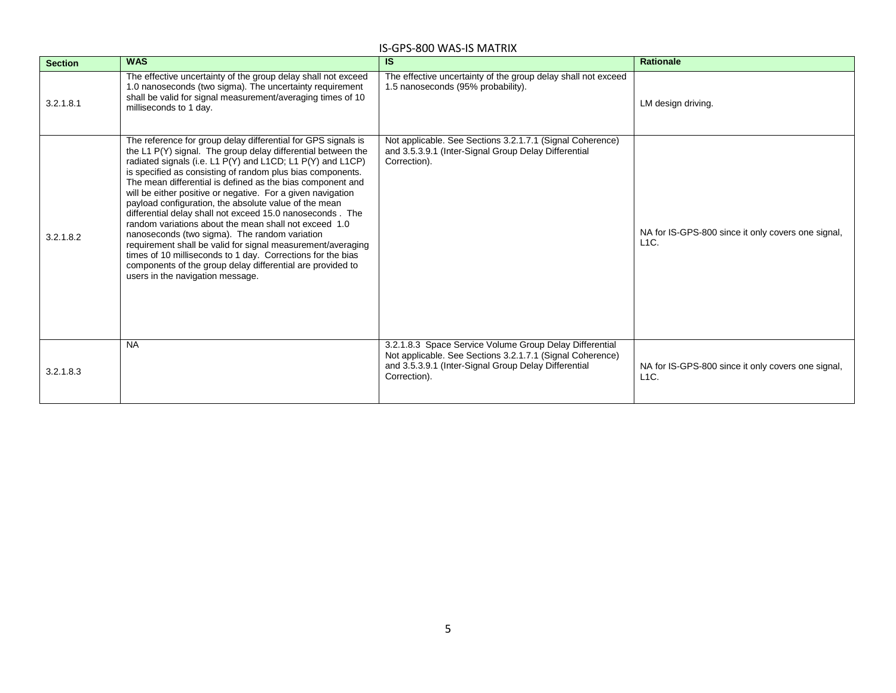# IS-GPS-800 WAS-IS MATRIX

| Section | WAS | IS | Rationale |
|---|---|---|---|
| 3.2.1.8.1 | The effective uncertainty of the group delay shall not exceed 1.0 nanoseconds (two sigma). The uncertainty requirement shall be valid for signal measurement/averaging times of 10 milliseconds to 1 day. | The effective uncertainty of the group delay shall not exceed 1.5 nanoseconds (95% probability). | LM design driving. |
| 3.2.1.8.2 | The reference for group delay differential for GPS signals is the L1 P(Y) signal. The group delay differential between the radiated signals (i.e. L1 P(Y) and L1CD; L1 P(Y) and L1CP) is specified as consisting of random plus bias components. The mean differential is defined as the bias component and will be either positive or negative. For a given navigation payload configuration, the absolute value of the mean differential delay shall not exceed 15.0 nanoseconds . The random variations about the mean shall not exceed 1.0 nanoseconds (two sigma). The random variation requirement shall be valid for signal measurement/averaging times of 10 milliseconds to 1 day. Corrections for the bias components of the group delay differential are provided to users in the navigation message. | Not applicable. See Sections 3.2.1.7.1 (Signal Coherence) and 3.5.3.9.1 (Inter-Signal Group Delay Differential Correction). | NA for IS-GPS-800 since it only covers one signal, L1C. |
| 3.2.1.8.3 | NA | 3.2.1.8.3 Space Service Volume Group Delay Differential Not applicable. See Sections 3.2.1.7.1 (Signal Coherence) and 3.5.3.9.1 (Inter-Signal Group Delay Differential Correction). | NA for IS-GPS-800 since it only covers one signal, L1C. |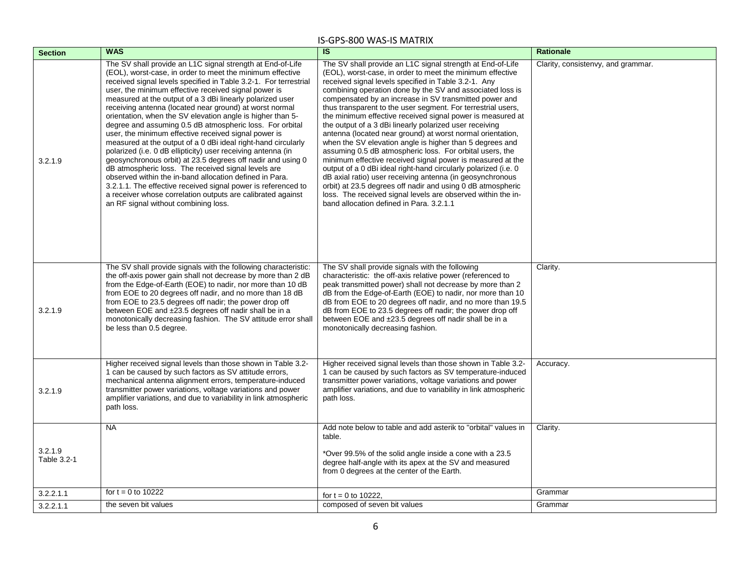# IS-GPS-800 WAS-IS MATRIX

| Section | WAS | IS | Rationale |
|---|---|---|---|
| 3.2.1.9 | The SV shall provide an L1C signal strength at End-of-Life (EOL), worst-case, in order to meet the minimum effective received signal levels specified in Table 3.2-1. For terrestrial user, the minimum effective received signal power is measured at the output of a 3 dBi linearly polarized user receiving antenna (located near ground) at worst normal orientation, when the SV elevation angle is higher than 5-degree and assuming 0.5 dB atmospheric loss. For orbital user, the minimum effective received signal power is measured at the output of a 0 dBi ideal right-hand circularly polarized (i.e. 0 dB ellipticity) user receiving antenna (in geosynchronous orbit) at 23.5 degrees off nadir and using 0 dB atmospheric loss. The received signal levels are observed within the in-band allocation defined in Para. 3.2.1.1. The effective received signal power is referenced to a receiver whose correlation outputs are calibrated against an RF signal without combining loss. | The SV shall provide an L1C signal strength at End-of-Life (EOL), worst-case, in order to meet the minimum effective received signal levels specified in Table 3.2-1. Any combining operation done by the SV and associated loss is compensated by an increase in SV transmitted power and thus transparent to the user segment. For terrestrial users, the minimum effective received signal power is measured at the output of a 3 dBi linearly polarized user receiving antenna (located near ground) at worst normal orientation, when the SV elevation angle is higher than 5 degrees and assuming 0.5 dB atmospheric loss. For orbital users, the minimum effective received signal power is measured at the output of a 0 dBi ideal right-hand circularly polarized (i.e. 0 dB axial ratio) user receiving antenna (in geosynchronous orbit) at 23.5 degrees off nadir and using 0 dB atmospheric loss. The received signal levels are observed within the in-band allocation defined in Para. 3.2.1.1 | Clarity, consistenvy, and grammar. |
| 3.2.1.9 | The SV shall provide signals with the following characteristic: the off-axis power gain shall not decrease by more than 2 dB from the Edge-of-Earth (EOE) to nadir, nor more than 10 dB from EOE to 20 degrees off nadir, and no more than 18 dB from EOE to 23.5 degrees off nadir; the power drop off between EOE and ±23.5 degrees off nadir shall be in a monotonically decreasing fashion. The SV attitude error shall be less than 0.5 degree. | The SV shall provide signals with the following characteristic: the off-axis relative power (referenced to peak transmitted power) shall not decrease by more than 2 dB from the Edge-of-Earth (EOE) to nadir, nor more than 10 dB from EOE to 20 degrees off nadir, and no more than 19.5 dB from EOE to 23.5 degrees off nadir; the power drop off between EOE and ±23.5 degrees off nadir shall be in a monotonically decreasing fashion. | Clarity. |
| 3.2.1.9 | Higher received signal levels than those shown in Table 3.2-1 can be caused by such factors as SV attitude errors, mechanical antenna alignment errors, temperature-induced transmitter power variations, voltage variations and power amplifier variations, and due to variability in link atmospheric path loss. | Higher received signal levels than those shown in Table 3.2-1 can be caused by such factors as SV temperature-induced transmitter power variations, voltage variations and power amplifier variations, and due to variability in link atmospheric path loss. | Accuracy. |
| 3.2.1.9 Table 3.2-1 | NA | Add note below to table and add asterik to "orbital" values in table.<br><br>*Over 99.5% of the solid angle inside a cone with a 23.5 degree half-angle with its apex at the SV and measured from 0 degrees at the center of the Earth. | Clarity. |
| 3.2.2.1.1 | for t = 0 to 10222 | for t = 0 to 10222, | Grammar |
| 3.2.2.1.1 | the seven bit values | composed of seven bit values | Grammar |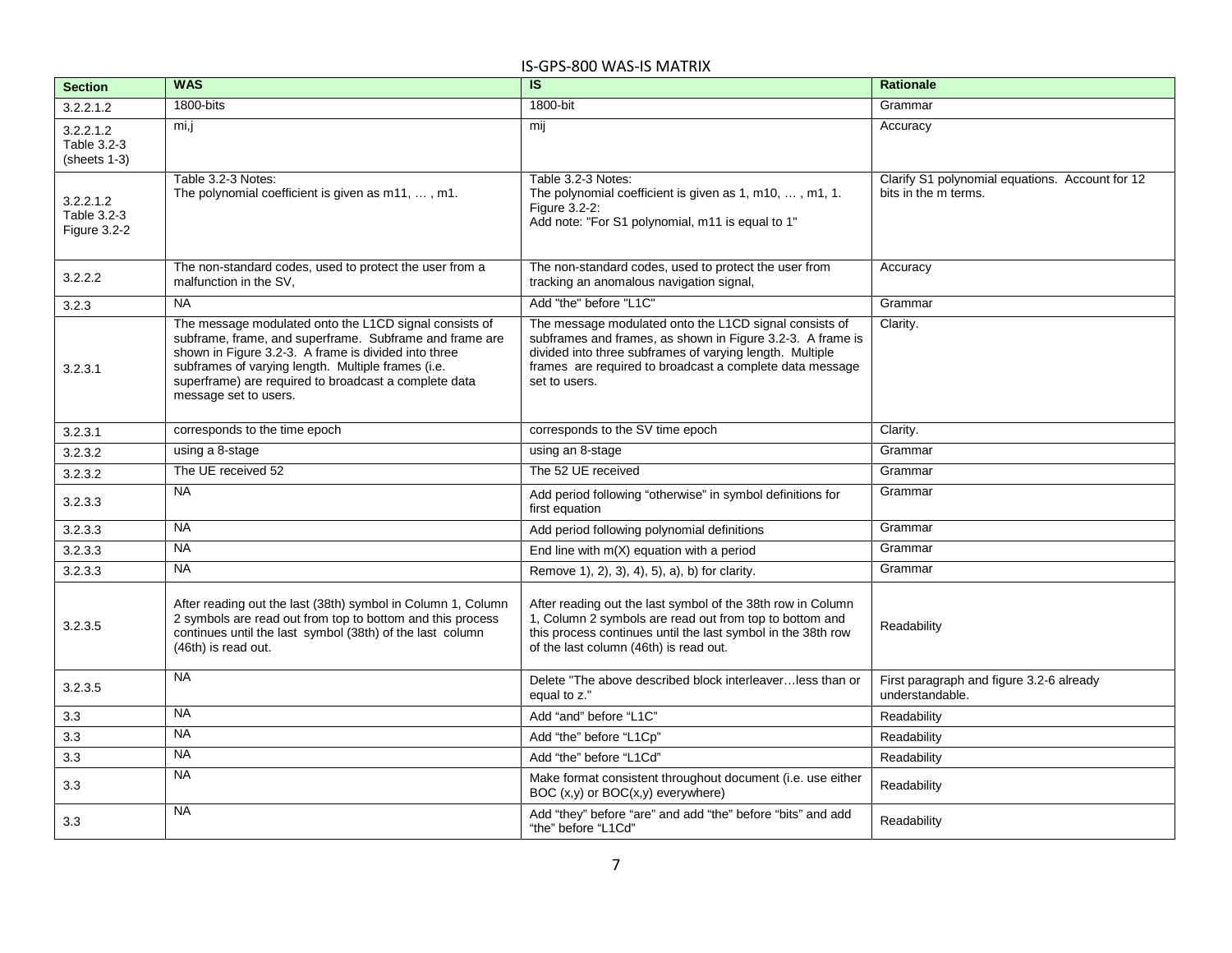## IS-GPS-800 WAS-IS MATRIX

| Section | WAS | IS | Rationale |
|---|---|---|---|
| 3.2.2.1.2 | 1800-bits | 1800-bit | Grammar |
| 3.2.2.1.2 Table 3.2-3 (sheets 1-3) | mi,j | mij | Accuracy |
| 3.2.2.1.2 Table 3.2-3 Figure 3.2-2 | Table 3.2-3 Notes:<br>The polynomial coefficient is given as m11, … , m1. | Table 3.2-3 Notes:<br>The polynomial coefficient is given as 1, m10, … , m1, 1.<br>Figure 3.2-2:<br>Add note: "For S1 polynomial, m11 is equal to 1" | Clarify S1 polynomial equations. Account for 12 bits in the m terms. |
| 3.2.2.2 | The non-standard codes, used to protect the user from a malfunction in the SV, | The non-standard codes, used to protect the user from tracking an anomalous navigation signal, | Accuracy |
| 3.2.3 | NA | Add "the" before "L1C" | Grammar |
| 3.2.3.1 | The message modulated onto the L1CD signal consists of subframe, frame, and superframe. Subframe and frame are shown in Figure 3.2-3. A frame is divided into three subframes of varying length. Multiple frames (i.e. superframe) are required to broadcast a complete data message set to users. | The message modulated onto the L1CD signal consists of subframes and frames, as shown in Figure 3.2-3. A frame is divided into three subframes of varying length. Multiple frames are required to broadcast a complete data message set to users. | Clarity. |
| 3.2.3.1 | corresponds to the time epoch | corresponds to the SV time epoch | Clarity. |
| 3.2.3.2 | using a 8-stage | using an 8-stage | Grammar |
| 3.2.3.2 | The UE received 52 | The 52 UE received | Grammar |
| 3.2.3.3 | NA | Add period following "otherwise" in symbol definitions for first equation | Grammar |
| 3.2.3.3 | NA | Add period following polynomial definitions | Grammar |
| 3.2.3.3 | NA | End line with m(X) equation with a period | Grammar |
| 3.2.3.3 | NA | Remove 1), 2), 3), 4), 5), a), b) for clarity. | Grammar |
| 3.2.3.5 | After reading out the last (38th) symbol in Column 1, Column 2 symbols are read out from top to bottom and this process continues until the last symbol (38th) of the last column (46th) is read out. | After reading out the last symbol of the 38th row in Column 1, Column 2 symbols are read out from top to bottom and this process continues until the last symbol in the 38th row of the last column (46th) is read out. | Readability |
| 3.2.3.5 | NA | Delete "The above described block interleaver…less than or equal to z." | First paragraph and figure 3.2-6 already understandable. |
| 3.3 | NA | Add "and" before "L1C" | Readability |
| 3.3 | NA | Add "the" before "L1Cp" | Readability |
| 3.3 | NA | Add "the" before "L1Cd" | Readability |
| 3.3 | NA | Make format consistent throughout document (i.e. use either BOC (x,y) or BOC(x,y) everywhere) | Readability |
| 3.3 | NA | Add "they" before "are" and add "the" before "bits" and add "the" before "L1Cd" | Readability |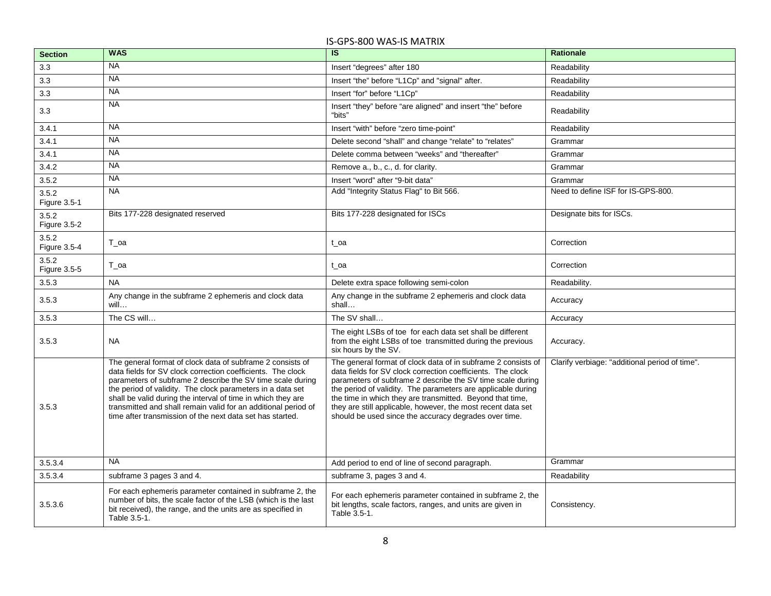IS-GPS-800 WAS-IS MATRIX

| Section | WAS | IS | Rationale |
|---|---|---|---|
| 3.3 | NA | Insert “degrees” after 180 | Readability |
| 3.3 | NA | Insert “the” before “L1Cp” and "signal" after. | Readability |
| 3.3 | NA | Insert “for” before “L1Cp” | Readability |
| 3.3 | NA | Insert “they” before “are aligned” and insert “the” before “bits” | Readability |
| 3.4.1 | NA | Insert “with” before “zero time-point” | Readability |
| 3.4.1 | NA | Delete second “shall” and change “relate” to “relates” | Grammar |
| 3.4.1 | NA | Delete comma between “weeks” and “thereafter” | Grammar |
| 3.4.2 | NA | Remove a., b., c., d. for clarity. | Grammar |
| 3.5.2 | NA | Insert “word” after “9-bit data” | Grammar |
| 3.5.2 Figure 3.5-1 | NA | Add "Integrity Status Flag" to Bit 566. | Need to define ISF for IS-GPS-800. |
| 3.5.2 Figure 3.5-2 | Bits 177-228 designated reserved | Bits 177-228 designated for ISCs | Designate bits for ISCs. |
| 3.5.2 Figure 3.5-4 | T_oa | t_oa | Correction |
| 3.5.2 Figure 3.5-5 | T_oa | t_oa | Correction |
| 3.5.3 | NA | Delete extra space following semi-colon | Readability. |
| 3.5.3 | Any change in the subframe 2 ephemeris and clock data will… | Any change in the subframe 2 ephemeris and clock data shall… | Accuracy |
| 3.5.3 | The CS will… | The SV shall… | Accuracy |
| 3.5.3 | NA | The eight LSBs of toe for each data set shall be different from the eight LSBs of toe transmitted during the previous six hours by the SV. | Accuracy. |
| 3.5.3 | The general format of clock data of subframe 2 consists of data fields for SV clock correction coefficients. The clock parameters of subframe 2 describe the SV time scale during the period of validity. The clock parameters in a data set shall be valid during the interval of time in which they are transmitted and shall remain valid for an additional period of time after transmission of the next data set has started. | The general format of clock data of in subframe 2 consists of data fields for SV clock correction coefficients. The clock parameters of subframe 2 describe the SV time scale during the period of validity. The parameters are applicable during the time in which they are transmitted. Beyond that time, they are still applicable, however, the most recent data set should be used since the accuracy degrades over time. | Clarify verbiage: "additional period of time". |
| 3.5.3.4 | NA | Add period to end of line of second paragraph. | Grammar |
| 3.5.3.4 | subframe 3 pages 3 and 4. | subframe 3, pages 3 and 4. | Readability |
| 3.5.3.6 | For each ephemeris parameter contained in subframe 2, the number of bits, the scale factor of the LSB (which is the last bit received), the range, and the units are as specified in Table 3.5-1. | For each ephemeris parameter contained in subframe 2, the bit lengths, scale factors, ranges, and units are given in Table 3.5-1. | Consistency. |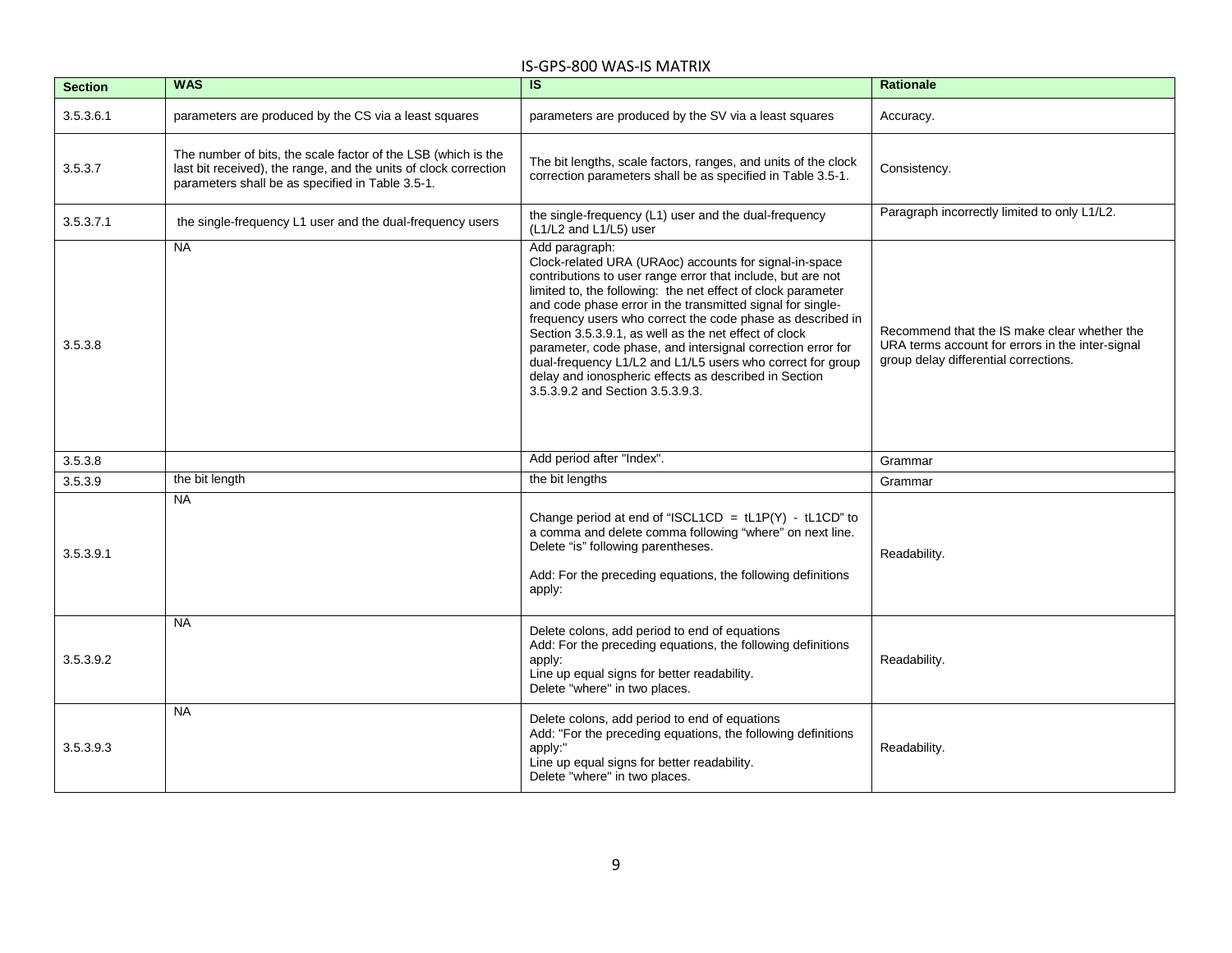IS-GPS-800 WAS-IS MATRIX

| Section | WAS | IS | Rationale |
| --- | --- | --- | --- |
| 3.5.3.6.1 | parameters are produced by the CS via a least squares | parameters are produced by the SV via a least squares | Accuracy. |
| 3.5.3.7 | The number of bits, the scale factor of the LSB (which is the last bit received), the range, and the units of clock correction parameters shall be as specified in Table 3.5-1. | The bit lengths, scale factors, ranges, and units of the clock correction parameters shall be as specified in Table 3.5-1. | Consistency. |
| 3.5.3.7.1 | the single-frequency L1 user and the dual-frequency users | the single-frequency (L1) user and the dual-frequency (L1/L2 and L1/L5) user | Paragraph incorrectly limited to only L1/L2. |
| 3.5.3.8 | NA | Add paragraph:<br>Clock-related URA (URAoc) accounts for signal-in-space contributions to user range error that include, but are not limited to, the following: the net effect of clock parameter and code phase error in the transmitted signal for single-frequency users who correct the code phase as described in Section 3.5.3.9.1, as well as the net effect of clock parameter, code phase, and intersignal correction error for dual-frequency L1/L2 and L1/L5 users who correct for group delay and ionospheric effects as described in Section 3.5.3.9.2 and Section 3.5.3.9.3. | Recommend that the IS make clear whether the URA terms account for errors in the inter-signal group delay differential corrections. |
| 3.5.3.8 | | Add period after "Index". | Grammar |
| 3.5.3.9 | the bit length | the bit lengths | Grammar |
| 3.5.3.9.1 | NA | Change period at end of "ISCL1CD = tL1P(Y) - tL1CD" to a comma and delete comma following "where" on next line. Delete "is" following parentheses.<br><br>Add: For the preceding equations, the following definitions apply: | Readability. |
| 3.5.3.9.2 | NA | Delete colons, add period to end of equations<br>Add: For the preceding equations, the following definitions apply:<br>Line up equal signs for better readability.<br>Delete "where" in two places. | Readability. |
| 3.5.3.9.3 | NA | Delete colons, add period to end of equations<br>Add: "For the preceding equations, the following definitions apply:"<br>Line up equal signs for better readability.<br>Delete "where" in two places. | Readability. |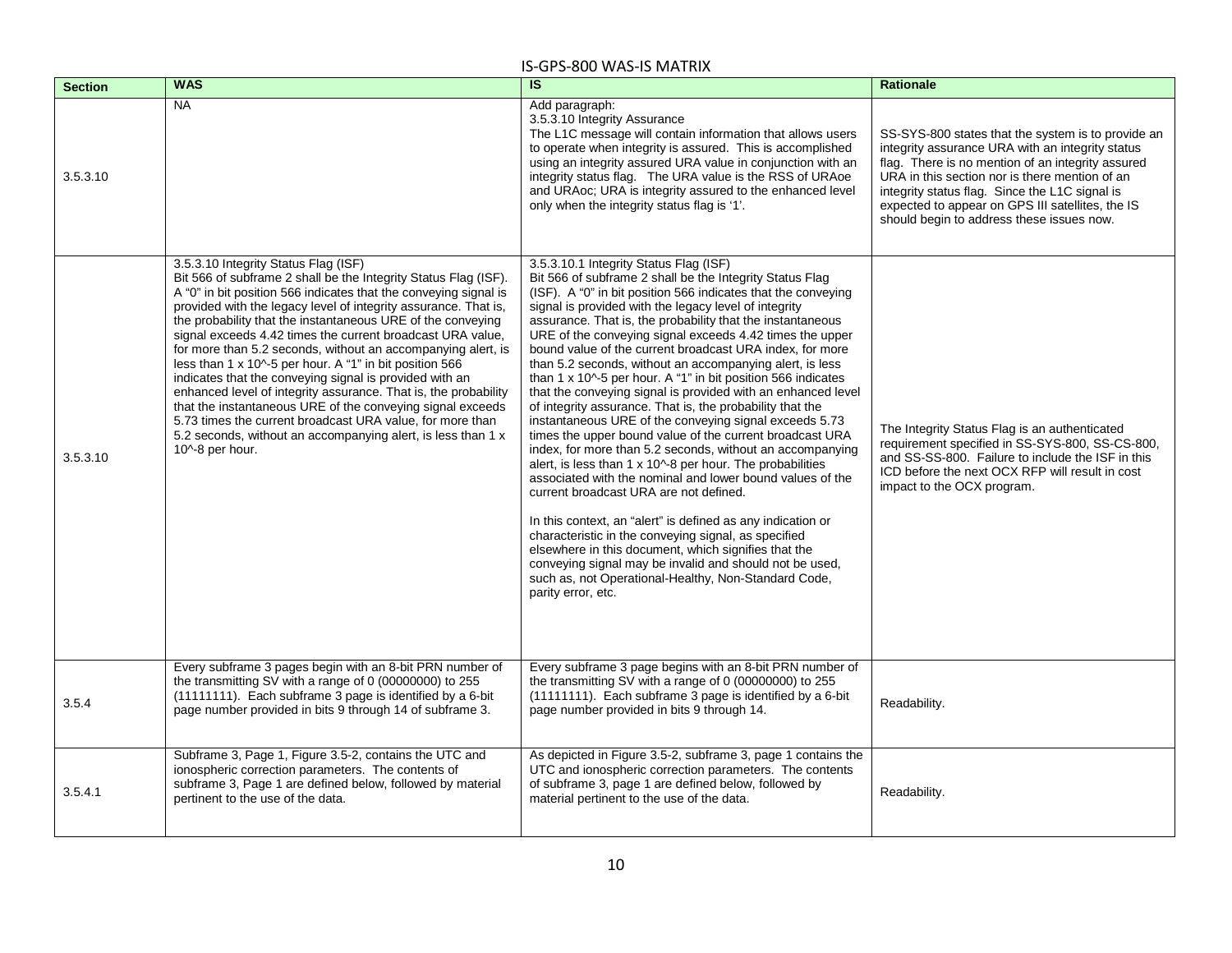# IS-GPS-800 WAS-IS MATRIX

| Section | WAS | IS | Rationale |
| --- | --- | --- | --- |
| 3.5.3.10 | NA | Add paragraph:<br>3.5.3.10 Integrity Assurance<br>The L1C message will contain information that allows users to operate when integrity is assured. This is accomplished using an integrity assured URA value in conjunction with an integrity status flag. The URA value is the RSS of URAoe and URAoc; URA is integrity assured to the enhanced level only when the integrity status flag is '1'. | SS-SYS-800 states that the system is to provide an integrity assurance URA with an integrity status flag. There is no mention of an integrity assured URA in this section nor is there mention of an integrity status flag. Since the L1C signal is expected to appear on GPS III satellites, the IS should begin to address these issues now. |
| 3.5.3.10 | 3.5.3.10 Integrity Status Flag (ISF)<br>Bit 566 of subframe 2 shall be the Integrity Status Flag (ISF). A "0" in bit position 566 indicates that the conveying signal is provided with the legacy level of integrity assurance. That is, the probability that the instantaneous URE of the conveying signal exceeds 4.42 times the current broadcast URA value, for more than 5.2 seconds, without an accompanying alert, is less than 1 x 10^-5 per hour. A "1" in bit position 566 indicates that the conveying signal is provided with an enhanced level of integrity assurance. That is, the probability that the instantaneous URE of the conveying signal exceeds 5.73 times the current broadcast URA value, for more than 5.2 seconds, without an accompanying alert, is less than 1 x 10^-8 per hour. | 3.5.3.10.1 Integrity Status Flag (ISF)<br>Bit 566 of subframe 2 shall be the Integrity Status Flag (ISF). A "0" in bit position 566 indicates that the conveying signal is provided with the legacy level of integrity assurance. That is, the probability that the instantaneous URE of the conveying signal exceeds 4.42 times the upper bound value of the current broadcast URA index, for more than 5.2 seconds, without an accompanying alert, is less than 1 x 10^-5 per hour. A "1" in bit position 566 indicates that the conveying signal is provided with an enhanced level of integrity assurance. That is, the probability that the instantaneous URE of the conveying signal exceeds 5.73 times the upper bound value of the current broadcast URA index, for more than 5.2 seconds, without an accompanying alert, is less than 1 x 10^-8 per hour. The probabilities associated with the nominal and lower bound values of the current broadcast URA are not defined.<br><br>In this context, an "alert" is defined as any indication or characteristic in the conveying signal, as specified elsewhere in this document, which signifies that the conveying signal may be invalid and should not be used, such as, not Operational-Healthy, Non-Standard Code, parity error, etc. | The Integrity Status Flag is an authenticated requirement specified in SS-SYS-800, SS-CS-800, and SS-SS-800. Failure to include the ISF in this ICD before the next OCX RFP will result in cost impact to the OCX program. |
| 3.5.4 | Every subframe 3 pages begin with an 8-bit PRN number of the transmitting SV with a range of 0 (00000000) to 255 (11111111). Each subframe 3 page is identified by a 6-bit page number provided in bits 9 through 14 of subframe 3. | Every subframe 3 page begins with an 8-bit PRN number of the transmitting SV with a range of 0 (00000000) to 255 (11111111). Each subframe 3 page is identified by a 6-bit page number provided in bits 9 through 14. | Readability. |
| 3.5.4.1 | Subframe 3, Page 1, Figure 3.5-2, contains the UTC and ionospheric correction parameters. The contents of subframe 3, Page 1 are defined below, followed by material pertinent to the use of the data. | As depicted in Figure 3.5-2, subframe 3, page 1 contains the UTC and ionospheric correction parameters. The contents of subframe 3, page 1 are defined below, followed by material pertinent to the use of the data. | Readability. |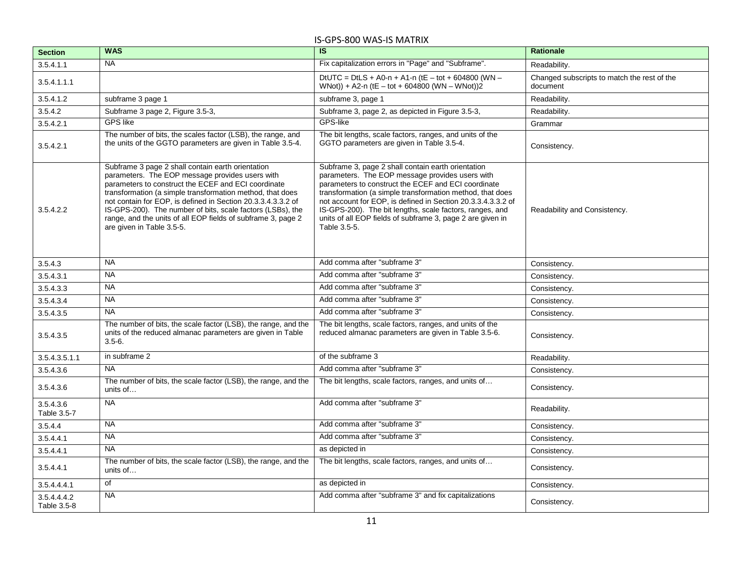# IS-GPS-800 WAS-IS MATRIX

| Section | WAS | IS | Rationale |
|---|---|---|---|
| 3.5.4.1.1 | NA | Fix capitalization errors in "Page" and "Subframe". | Readability. |
| 3.5.4.1.1.1 | | DtUTC = DtLS + A0-n + A1-n (tE – tot + 604800 (WN – WNot)) + A2-n (tE – tot + 604800 (WN – WNot))2 | Changed subscripts to match the rest of the document |
| 3.5.4.1.2 | subframe 3 page 1 | subframe 3, page 1 | Readability. |
| 3.5.4.2 | Subframe 3 page 2, Figure 3.5-3, | Subframe 3, page 2, as depicted in Figure 3.5-3, | Readability. |
| 3.5.4.2.1 | GPS like | GPS-like | Grammar |
| 3.5.4.2.1 | The number of bits, the scales factor (LSB), the range, and the units of the GGTO parameters are given in Table 3.5-4. | The bit lengths, scale factors, ranges, and units of the GGTO parameters are given in Table 3.5-4. | Consistency. |
| 3.5.4.2.2 | Subframe 3 page 2 shall contain earth orientation parameters. The EOP message provides users with parameters to construct the ECEF and ECI coordinate transformation (a simple transformation method, that does not contain for EOP, is defined in Section 20.3.3.4.3.3.2 of IS-GPS-200). The number of bits, scale factors (LSBs), the range, and the units of all EOP fields of subframe 3, page 2 are given in Table 3.5-5. | Subframe 3, page 2 shall contain earth orientation parameters. The EOP message provides users with parameters to construct the ECEF and ECI coordinate transformation (a simple transformation method, that does not account for EOP, is defined in Section 20.3.3.4.3.3.2 of IS-GPS-200). The bit lengths, scale factors, ranges, and units of all EOP fields of subframe 3, page 2 are given in Table 3.5-5. | Readability and Consistency. |
| 3.5.4.3 | NA | Add comma after "subframe 3" | Consistency. |
| 3.5.4.3.1 | NA | Add comma after "subframe 3" | Consistency. |
| 3.5.4.3.3 | NA | Add comma after "subframe 3" | Consistency. |
| 3.5.4.3.4 | NA | Add comma after "subframe 3" | Consistency. |
| 3.5.4.3.5 | NA | Add comma after "subframe 3" | Consistency. |
| 3.5.4.3.5 | The number of bits, the scale factor (LSB), the range, and the units of the reduced almanac parameters are given in Table 3.5-6. | The bit lengths, scale factors, ranges, and units of the reduced almanac parameters are given in Table 3.5-6. | Consistency. |
| 3.5.4.3.5.1.1 | in subframe 2 | of the subframe 3 | Readability. |
| 3.5.4.3.6 | NA | Add comma after "subframe 3" | Consistency. |
| 3.5.4.3.6 | The number of bits, the scale factor (LSB), the range, and the units of… | The bit lengths, scale factors, ranges, and units of… | Consistency. |
| 3.5.4.3.6 Table 3.5-7 | NA | Add comma after "subframe 3" | Readability. |
| 3.5.4.4 | NA | Add comma after "subframe 3" | Consistency. |
| 3.5.4.4.1 | NA | Add comma after "subframe 3" | Consistency. |
| 3.5.4.4.1 | NA | as depicted in | Consistency. |
| 3.5.4.4.1 | The number of bits, the scale factor (LSB), the range, and the units of… | The bit lengths, scale factors, ranges, and units of… | Consistency. |
| 3.5.4.4.4.1 | of | as depicted in | Consistency. |
| 3.5.4.4.4.2 Table 3.5-8 | NA | Add comma after "subframe 3" and fix capitalizations | Consistency. |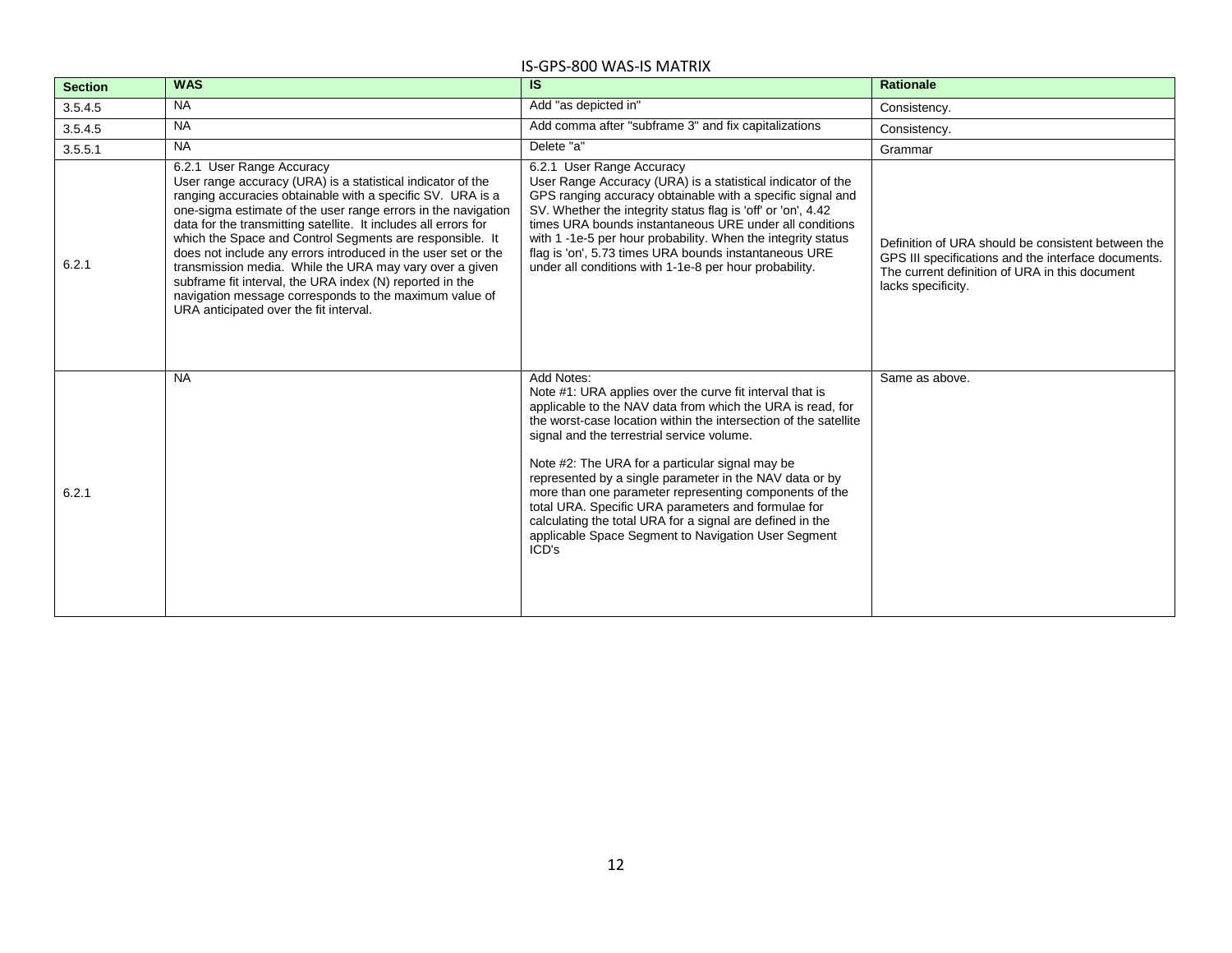IS-GPS-800 WAS-IS MATRIX

| Section | WAS | IS | Rationale |
|---|---|---|---|
| 3.5.4.5 | NA | Add "as depicted in" | Consistency. |
| 3.5.4.5 | NA | Add comma after "subframe 3" and fix capitalizations | Consistency. |
| 3.5.5.1 | NA | Delete "a" | Grammar |
| 6.2.1 | 6.2.1 User Range Accuracy<br>User range accuracy (URA) is a statistical indicator of the ranging accuracies obtainable with a specific SV. URA is a one-sigma estimate of the user range errors in the navigation data for the transmitting satellite. It includes all errors for which the Space and Control Segments are responsible. It does not include any errors introduced in the user set or the transmission media. While the URA may vary over a given subframe fit interval, the URA index (N) reported in the navigation message corresponds to the maximum value of URA anticipated over the fit interval. | 6.2.1 User Range Accuracy<br>User Range Accuracy (URA) is a statistical indicator of the GPS ranging accuracy obtainable with a specific signal and SV. Whether the integrity status flag is 'off' or 'on', 4.42 times URA bounds instantaneous URE under all conditions with 1 -1e-5 per hour probability. When the integrity status flag is 'on', 5.73 times URA bounds instantaneous URE under all conditions with 1-1e-8 per hour probability. | Definition of URA should be consistent between the GPS III specifications and the interface documents. The current definition of URA in this document lacks specificity. |
| 6.2.1 | NA | Add Notes:<br>Note #1: URA applies over the curve fit interval that is applicable to the NAV data from which the URA is read, for the worst-case location within the intersection of the satellite signal and the terrestrial service volume.<br><br>Note #2: The URA for a particular signal may be represented by a single parameter in the NAV data or by more than one parameter representing components of the total URA. Specific URA parameters and formulae for calculating the total URA for a signal are defined in the applicable Space Segment to Navigation User Segment ICD's | Same as above. |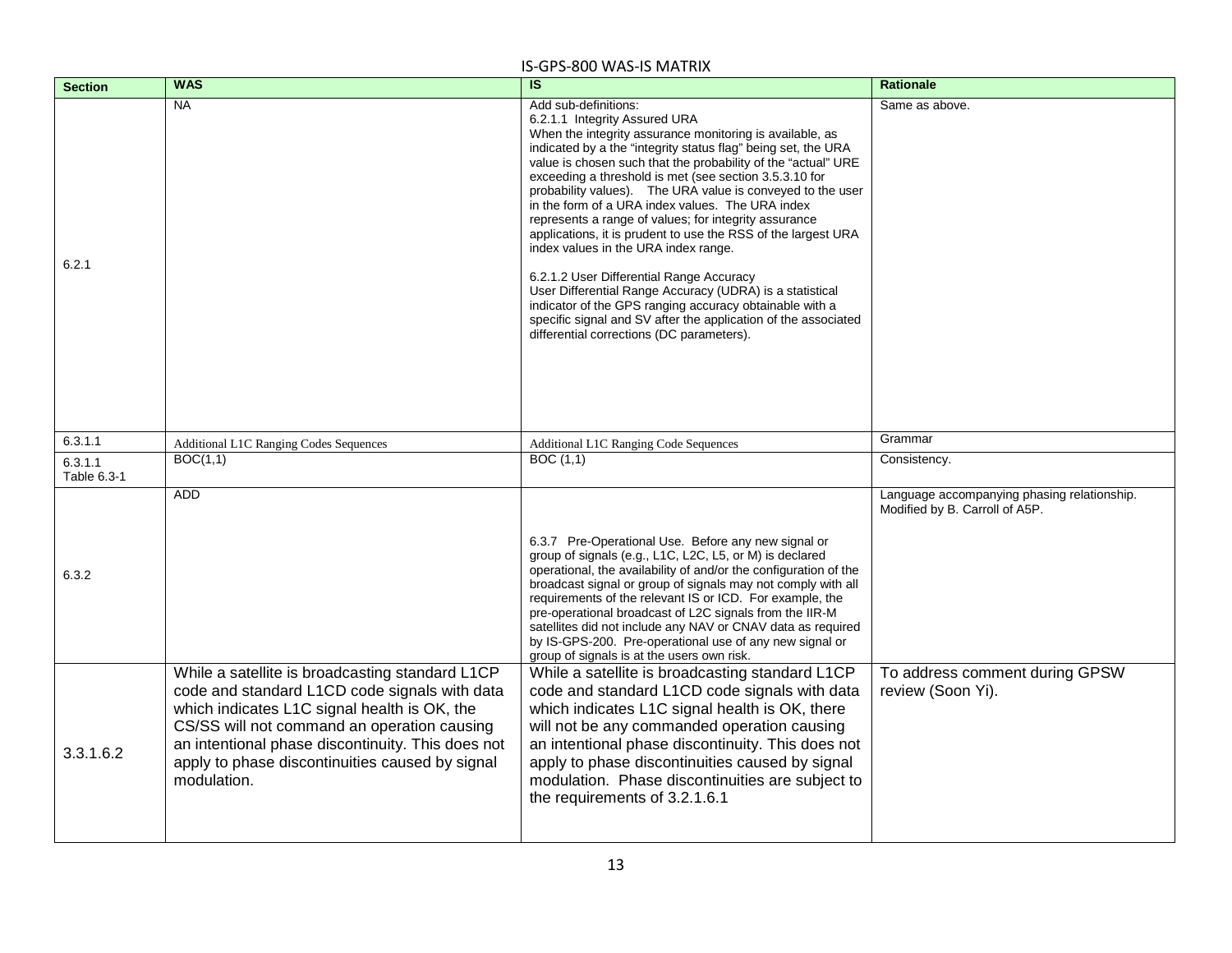IS-GPS-800 WAS-IS MATRIX

| Section | WAS | IS | Rationale |
|---|---|---|---|
| 6.2.1 | NA | Add sub-definitions:<br>6.2.1.1 Integrity Assured URA<br>When the integrity assurance monitoring is available, as indicated by a the "integrity status flag" being set, the URA value is chosen such that the probability of the "actual" URE exceeding a threshold is met (see section 3.5.3.10 for probability values). The URA value is conveyed to the user in the form of a URA index values. The URA index represents a range of values; for integrity assurance applications, it is prudent to use the RSS of the largest URA index values in the URA index range.<br><br>6.2.1.2 User Differential Range Accuracy<br>User Differential Range Accuracy (UDRA) is a statistical indicator of the GPS ranging accuracy obtainable with a specific signal and SV after the application of the associated differential corrections (DC parameters). | Same as above. |
| 6.3.1.1 | Additional L1C Ranging Codes Sequences | Additional L1C Ranging Code Sequences | Grammar |
| 6.3.1.1 Table 6.3-1 | BOC(1,1) | BOC (1,1) | Consistency. |
| 6.3.2 | ADD | 6.3.7 Pre-Operational Use. Before any new signal or group of signals (e.g., L1C, L2C, L5, or M) is declared operational, the availability of and/or the configuration of the broadcast signal or group of signals may not comply with all requirements of the relevant IS or ICD. For example, the pre-operational broadcast of L2C signals from the IIR-M satellites did not include any NAV or CNAV data as required by IS-GPS-200. Pre-operational use of any new signal or group of signals is at the users own risk. | Language accompanying phasing relationship. Modified by B. Carroll of A5P. |
| 3.3.1.6.2 | While a satellite is broadcasting standard L1CP code and standard L1CD code signals with data which indicates L1C signal health is OK, the CS/SS will not command an operation causing an intentional phase discontinuity. This does not apply to phase discontinuities caused by signal modulation. | While a satellite is broadcasting standard L1CP code and standard L1CD code signals with data which indicates L1C signal health is OK, there will not be any commanded operation causing an intentional phase discontinuity. This does not apply to phase discontinuities caused by signal modulation. Phase discontinuities are subject to the requirements of 3.2.1.6.1 | To address comment during GPSW review (Soon Yi). |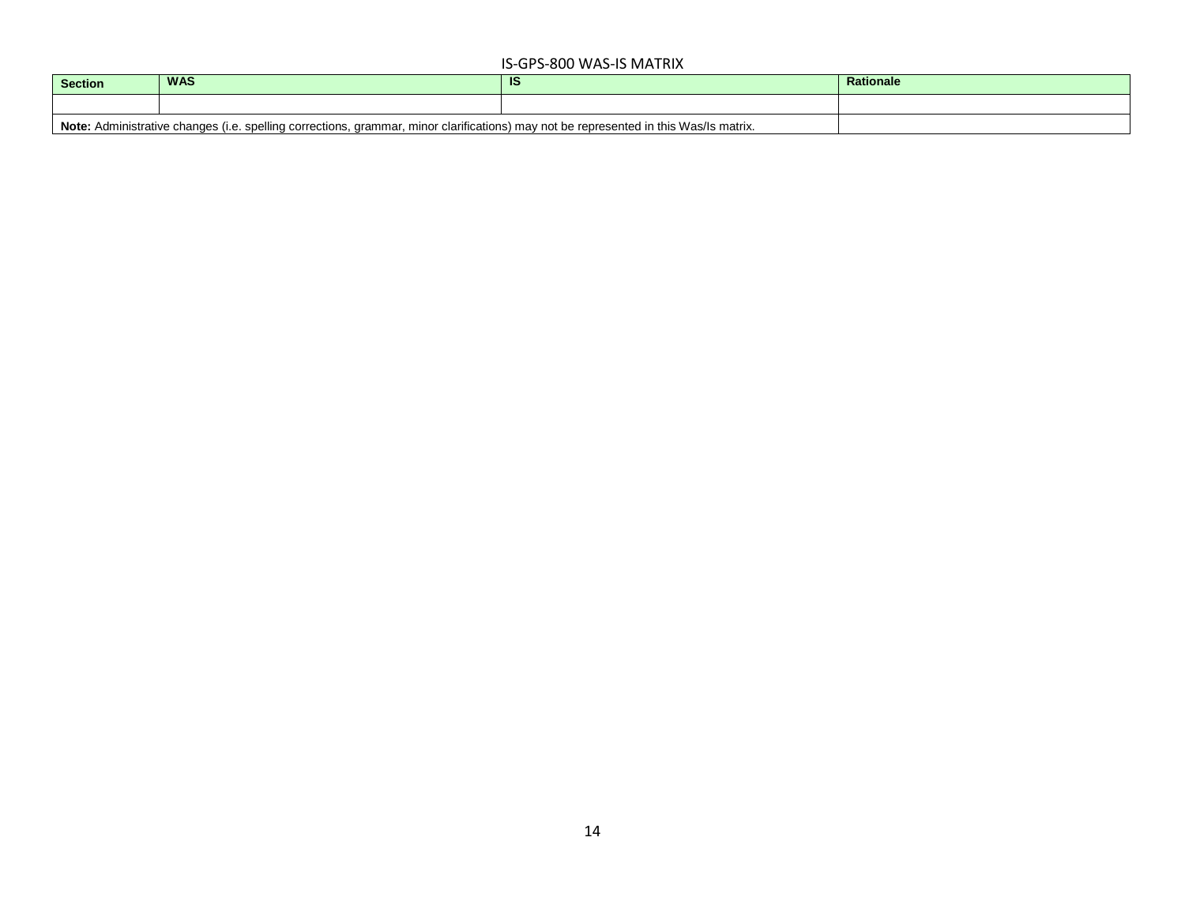IS-GPS-800 WAS-IS MATRIX

| Section | WAS | IS | Rationale |
|---|---|---|---|
| | | | |
| **Note:** Administrative changes (i.e. spelling corrections, grammar, minor clarifications) may not be represented in this Was/Is matrix. | | | |